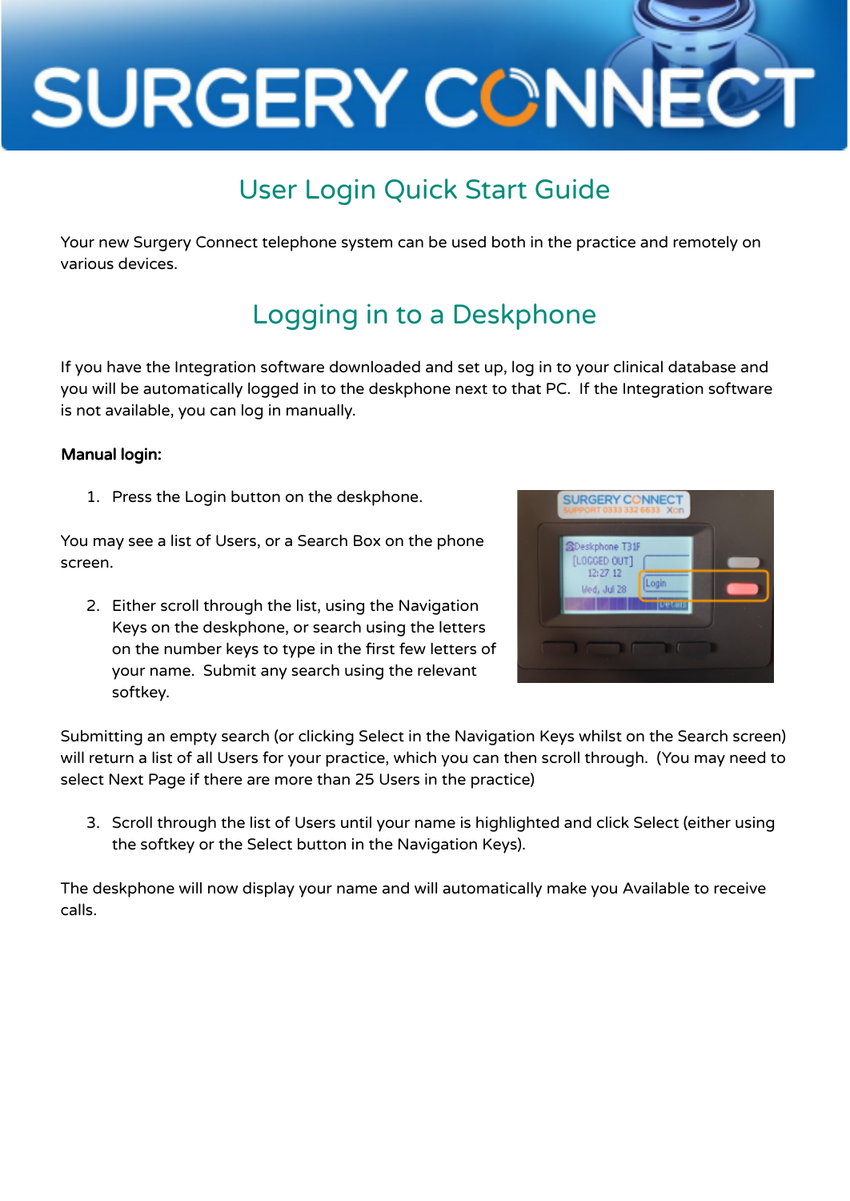# SURGERY CONNECT

## User Login Quick Start Guide

Your new Surgery Connect telephone system can be used both in the practice and remotely on various devices.

## Logging in to a Deskphone

If you have the Integration software downloaded and set up, log in to your clinical database and you will be automatically logged in to the deskphone next to that PC. If the Integration software is not available, you can log in manually.

**Manual login:**

1. Press the Login button on the deskphone.

You may see a list of Users, or a Search Box on the phone screen.

2. Either scroll through the list, using the Navigation Keys on the deskphone, or search using the letters on the number keys to type in the first few letters of your name. Submit any search using the relevant softkey.

Submitting an empty search (or clicking Select in the Navigation Keys whilst on the Search screen) will return a list of all Users for your practice, which you can then scroll through. (You may need to select Next Page if there are more than 25 Users in the practice)

3. Scroll through the list of Users until your name is highlighted and click Select (either using the softkey or the Select button in the Navigation Keys).

The deskphone will now display your name and will automatically make you Available to receive calls.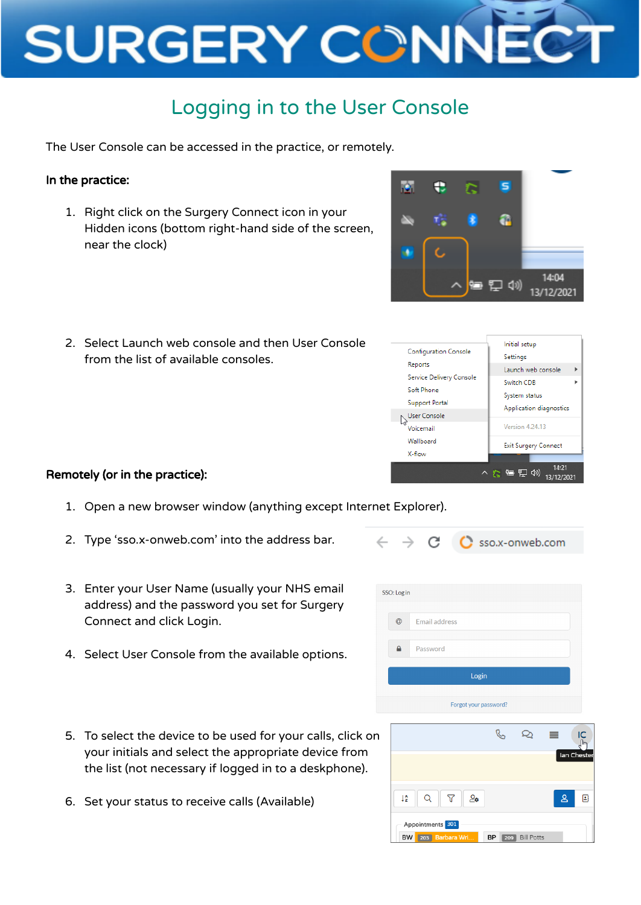# SURGERY CONNECT

## Logging in to the User Console

The User Console can be accessed in the practice, or remotely.

**In the practice:**

1. Right click on the Surgery Connect icon in your Hidden icons (bottom right-hand side of the screen, near the clock)

2. Select Launch web console and then User Console from the list of available consoles.

**Remotely (or in the practice):**

1. Open a new browser window (anything except Internet Explorer).

2. Type 'sso.x-onweb.com' into the address bar.

3. Enter your User Name (usually your NHS email address) and the password you set for Surgery Connect and click Login.

4. Select User Console from the available options.

5. To select the device to be used for your calls, click on your initials and select the appropriate device from the list (not necessary if logged in to a deskphone).

6. Set your status to receive calls (Available)